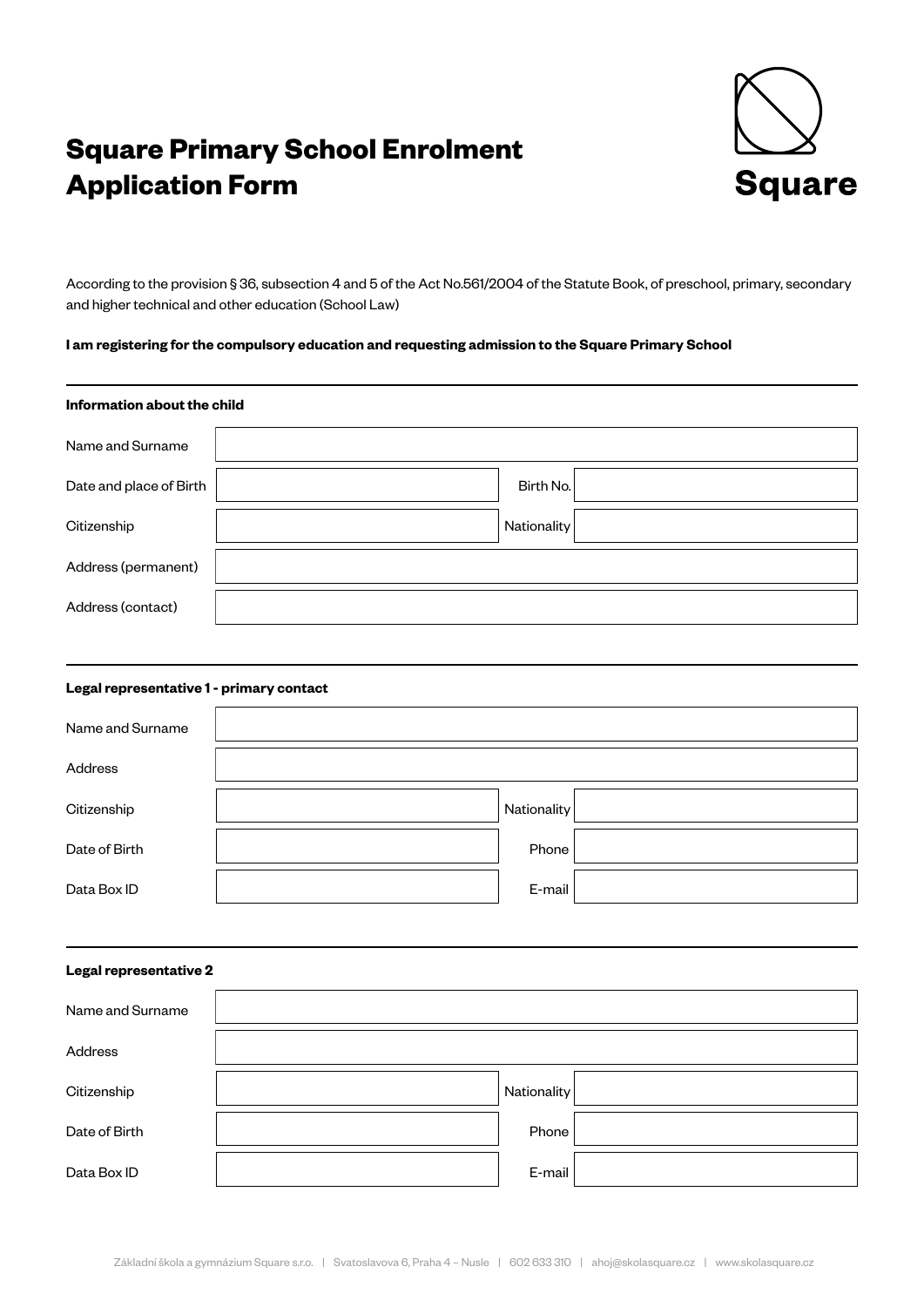# Square Primary School Enrolment Application Form

Square

According to the provision § 36, subsection 4 and 5 of the Act No.561/2004 of the Statute Book, of preschool, primary, secondary and higher technical and other education (School Law)

**I am registering for the compulsory education and requesting admission to the Square Primary School**

---

**Information about the child**

| | | | |
|---|---|---|---|
| Name and Surname | | | |
| Date and place of Birth | | Birth No. | |
| Citizenship | | Nationality | |
| Address (permanent) | | | |
| Address (contact) | | | |

---

**Legal representative 1 - primary contact**

| | | | |
|---|---|---|---|
| Name and Surname | | | |
| Address | | | |
| Citizenship | | Nationality | |
| Date of Birth | | Phone | |
| Data Box ID | | E-mail | |

---

**Legal representative 2**

| | | | |
|---|---|---|---|
| Name and Surname | | | |
| Address | | | |
| Citizenship | | Nationality | |
| Date of Birth | | Phone | |
| Data Box ID | | E-mail | |

Základní škola a gymnázium Square s.r.o. | Svatoslavova 6, Praha 4 – Nusle | 602 633 310 | ahoj@skolasquare.cz | www.skolasquare.cz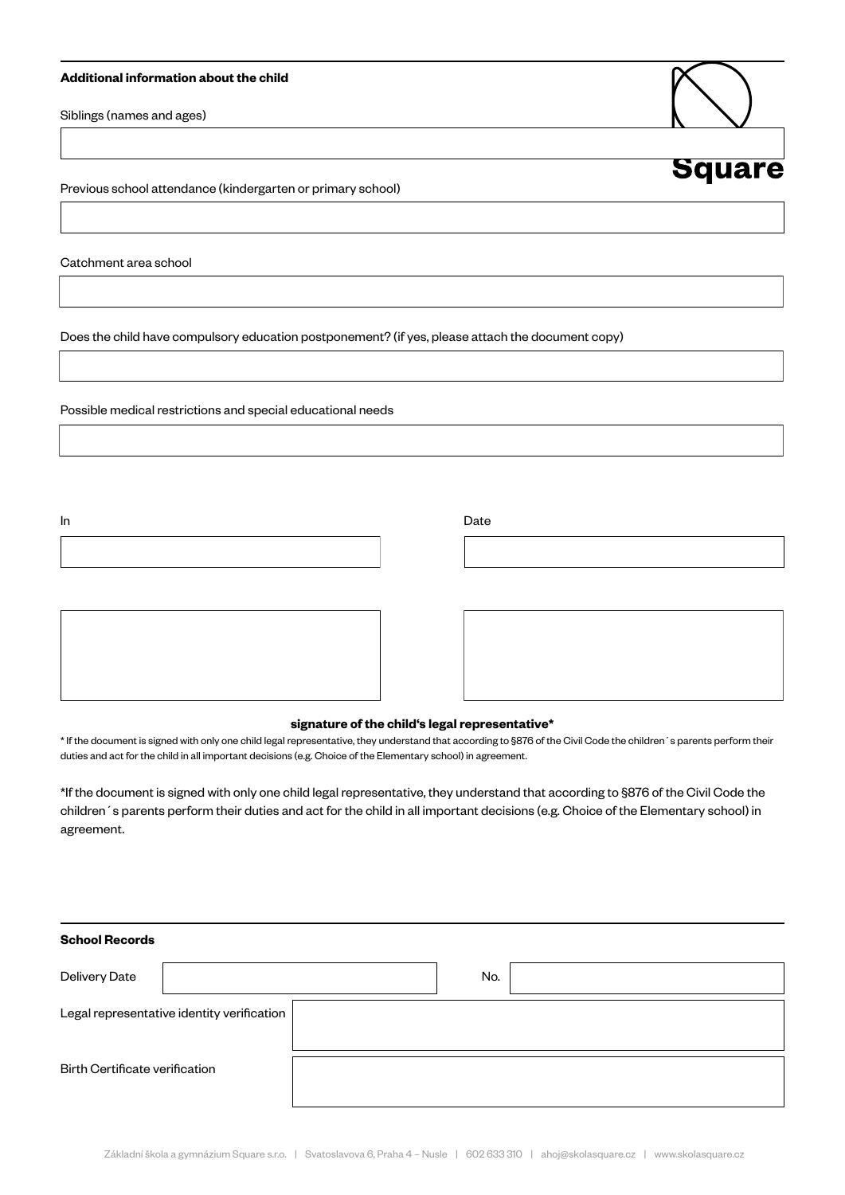**Additional information about the child**

Siblings (names and ages)

Previous school attendance (kindergarten or primary school)

Catchment area school

Does the child have compulsory education postponement? (if yes, please attach the document copy)

Possible medical restrictions and special educational needs

In

Date

**signature of the child's legal representative***

* If the document is signed with only one child legal representative, they understand that according to §876 of the Civil Code the children´s parents perform their duties and act for the child in all important decisions (e.g. Choice of the Elementary school) in agreement.

*If the document is signed with only one child legal representative, they understand that according to §876 of the Civil Code the children´s parents perform their duties and act for the child in all important decisions (e.g. Choice of the Elementary school) in agreement.

**School Records**

| | | | |
|---|---|---|---|
| Delivery Date | | No. | |
| Legal representative identity verification | | | |
| Birth Certificate verification | | | |

Základní škola a gymnázium Square s.r.o. | Svatoslavova 6, Praha 4 – Nusle | 602 633 310 | ahoj@skolasquare.cz | www.skolasquare.cz